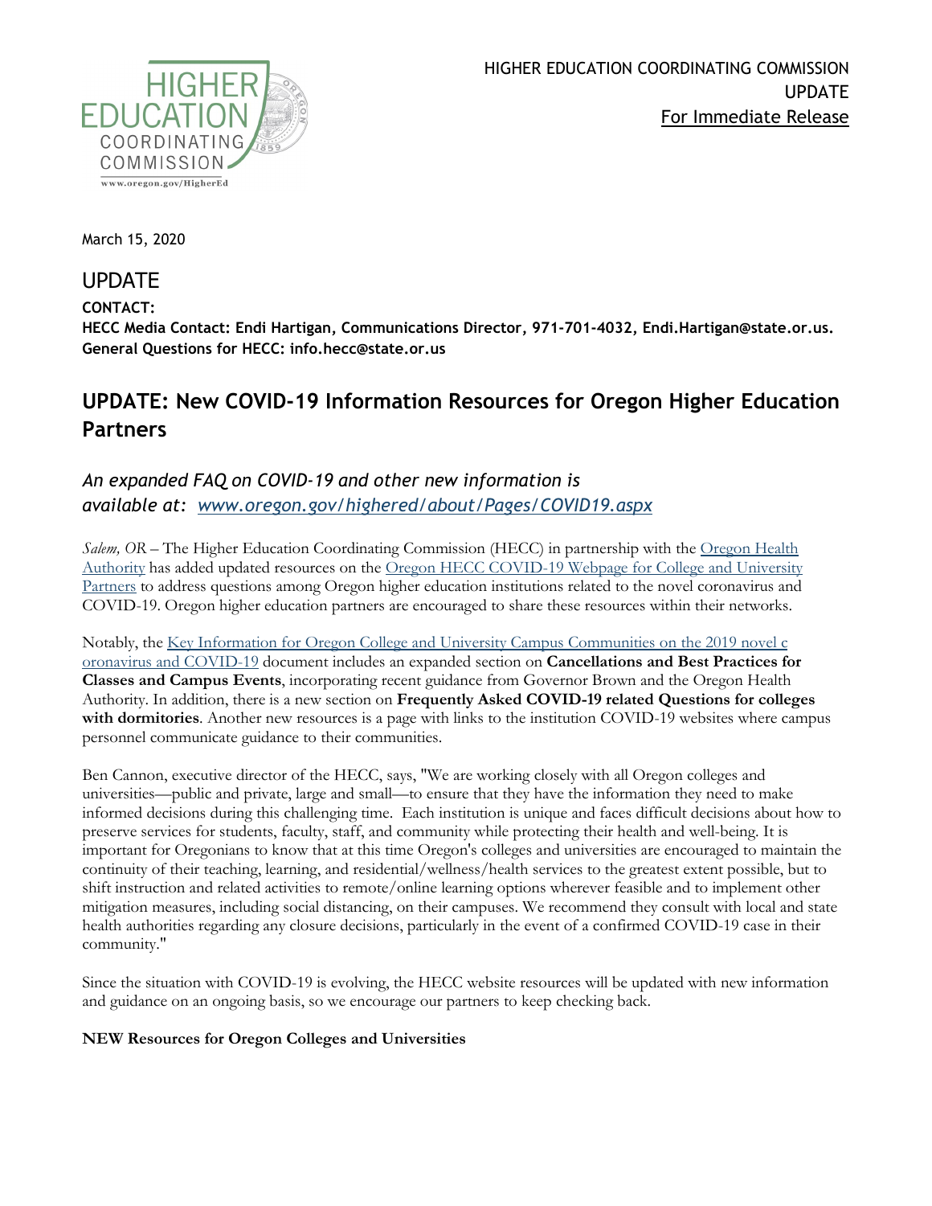HIGHER EDUCATION COORDINATING COMMISSION
UPDATE
For Immediate Release

March 15, 2020

## UPDATE

**CONTACT:**
**HECC Media Contact: Endi Hartigan, Communications Director, 971-701-4032, Endi.Hartigan@state.or.us.**
**General Questions for HECC: info.hecc@state.or.us**

# UPDATE: New COVID-19 Information Resources for Oregon Higher Education Partners

*An expanded FAQ on COVID-19 and other new information is available at: www.oregon.gov/highered/about/Pages/COVID19.aspx*

*Salem, OR* – The Higher Education Coordinating Commission (HECC) in partnership with the Oregon Health Authority has added updated resources on the Oregon HECC COVID-19 Webpage for College and University Partners to address questions among Oregon higher education institutions related to the novel coronavirus and COVID-19. Oregon higher education partners are encouraged to share these resources within their networks.

Notably, the Key Information for Oregon College and University Campus Communities on the 2019 novel coronavirus and COVID-19 document includes an expanded section on **Cancellations and Best Practices for Classes and Campus Events**, incorporating recent guidance from Governor Brown and the Oregon Health Authority. In addition, there is a new section on **Frequently Asked COVID-19 related Questions for colleges with dormitories**. Another new resources is a page with links to the institution COVID-19 websites where campus personnel communicate guidance to their communities.

Ben Cannon, executive director of the HECC, says, "We are working closely with all Oregon colleges and universities—public and private, large and small—to ensure that they have the information they need to make informed decisions during this challenging time. Each institution is unique and faces difficult decisions about how to preserve services for students, faculty, staff, and community while protecting their health and well-being. It is important for Oregonians to know that at this time Oregon's colleges and universities are encouraged to maintain the continuity of their teaching, learning, and residential/wellness/health services to the greatest extent possible, but to shift instruction and related activities to remote/online learning options wherever feasible and to implement other mitigation measures, including social distancing, on their campuses. We recommend they consult with local and state health authorities regarding any closure decisions, particularly in the event of a confirmed COVID-19 case in their community."

Since the situation with COVID-19 is evolving, the HECC website resources will be updated with new information and guidance on an ongoing basis, so we encourage our partners to keep checking back.

**NEW Resources for Oregon Colleges and Universities**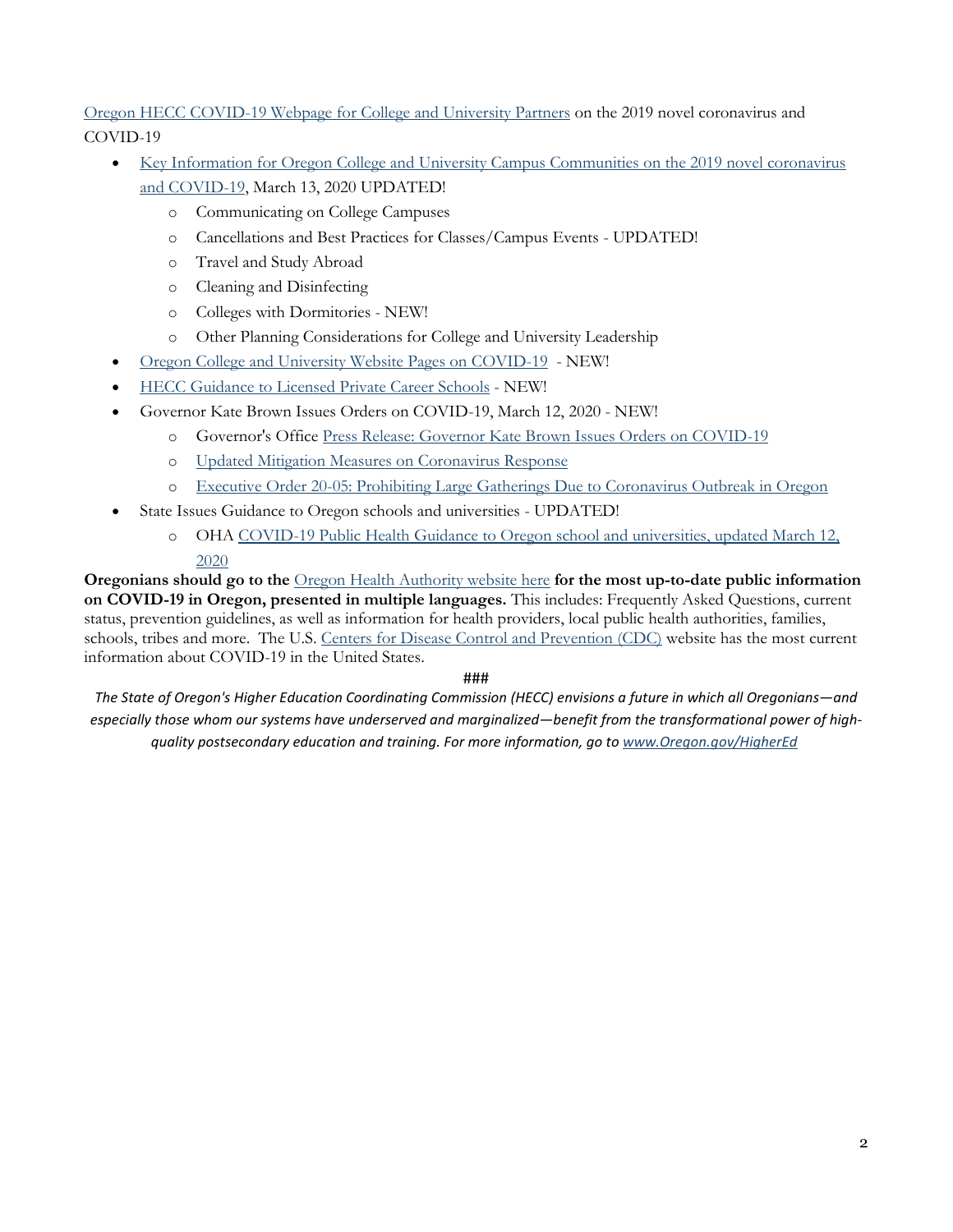Oregon HECC COVID-19 Webpage for College and University Partners on the 2019 novel coronavirus and COVID-19

- Key Information for Oregon College and University Campus Communities on the 2019 novel coronavirus and COVID-19, March 13, 2020 UPDATED!
  - Communicating on College Campuses
  - Cancellations and Best Practices for Classes/Campus Events - UPDATED!
  - Travel and Study Abroad
  - Cleaning and Disinfecting
  - Colleges with Dormitories - NEW!
  - Other Planning Considerations for College and University Leadership
- Oregon College and University Website Pages on COVID-19 - NEW!
- HECC Guidance to Licensed Private Career Schools - NEW!
- Governor Kate Brown Issues Orders on COVID-19, March 12, 2020 - NEW!
  - Governor's Office Press Release: Governor Kate Brown Issues Orders on COVID-19
  - Updated Mitigation Measures on Coronavirus Response
  - Executive Order 20-05: Prohibiting Large Gatherings Due to Coronavirus Outbreak in Oregon
- State Issues Guidance to Oregon schools and universities - UPDATED!
  - OHA COVID-19 Public Health Guidance to Oregon school and universities, updated March 12, 2020

**Oregonians should go to the** Oregon Health Authority website here **for the most up-to-date public information on COVID-19 in Oregon, presented in multiple languages.** This includes: Frequently Asked Questions, current status, prevention guidelines, as well as information for health providers, local public health authorities, families, schools, tribes and more. The U.S. Centers for Disease Control and Prevention (CDC) website has the most current information about COVID-19 in the United States.

###

*The State of Oregon's Higher Education Coordinating Commission (HECC) envisions a future in which all Oregonians—and especially those whom our systems have underserved and marginalized—benefit from the transformational power of high-quality postsecondary education and training. For more information, go to www.Oregon.gov/HigherEd*